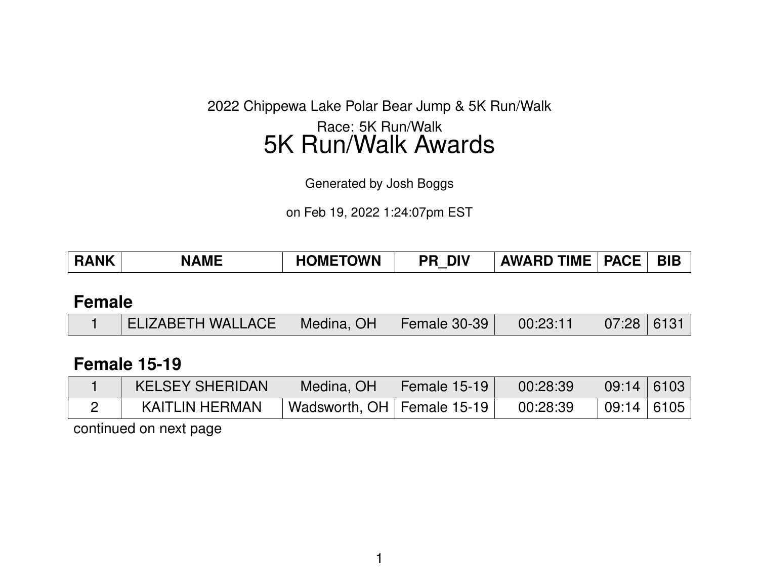2022 Chippewa Lake Polar Bear Jump & 5K Run/Walk

Race: 5K Run/Walk

# 5K Run/Walk Awards

Generated by Josh Boggs

on Feb 19, 2022 1:24:07pm EST

| RANK | NAME | HOMETOWN | PR_DIV | AWARD TIME | PACE | BIB |
|---|---|---|---|---|---|---|

## Female

| RANK | NAME | HOMETOWN | PR_DIV | AWARD TIME | PACE | BIB |
|---|---|---|---|---|---|---|
| 1 | ELIZABETH WALLACE | Medina, OH | Female 30-39 | 00:23:11 | 07:28 | 6131 |

## Female 15-19

| RANK | NAME | HOMETOWN | PR_DIV | AWARD TIME | PACE | BIB |
|---|---|---|---|---|---|---|
| 1 | KELSEY SHERIDAN | Medina, OH | Female 15-19 | 00:28:39 | 09:14 | 6103 |
| 2 | KAITLIN HERMAN | Wadsworth, OH | Female 15-19 | 00:28:39 | 09:14 | 6105 |

continued on next page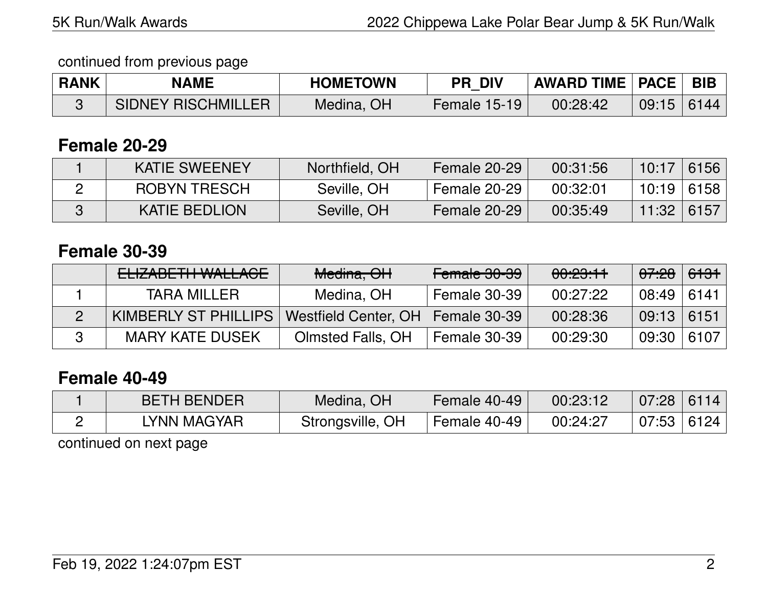continued from previous page

| RANK | NAME | HOMETOWN | PR_DIV | AWARD TIME | PACE | BIB |
|---|---|---|---|---|---|---|
| 3 | SIDNEY RISCHMILLER | Medina, OH | Female 15-19 | 00:28:42 | 09:15 | 6144 |

## Female 20-29

| RANK | NAME | HOMETOWN | PR_DIV | AWARD TIME | PACE | BIB |
|---|---|---|---|---|---|---|
| 1 | KATIE SWEENEY | Northfield, OH | Female 20-29 | 00:31:56 | 10:17 | 6156 |
| 2 | ROBYN TRESCH | Seville, OH | Female 20-29 | 00:32:01 | 10:19 | 6158 |
| 3 | KATIE BEDLION | Seville, OH | Female 20-29 | 00:35:49 | 11:32 | 6157 |

## Female 30-39

| RANK | NAME | HOMETOWN | PR_DIV | AWARD TIME | PACE | BIB |
|---|---|---|---|---|---|---|
| | ~~ELIZABETH WALLACE~~ | ~~Medina, OH~~ | ~~Female 30-39~~ | ~~00:23:11~~ | ~~07:28~~ | ~~6131~~ |
| 1 | TARA MILLER | Medina, OH | Female 30-39 | 00:27:22 | 08:49 | 6141 |
| 2 | KIMBERLY ST PHILLIPS | Westfield Center, OH | Female 30-39 | 00:28:36 | 09:13 | 6151 |
| 3 | MARY KATE DUSEK | Olmsted Falls, OH | Female 30-39 | 00:29:30 | 09:30 | 6107 |

## Female 40-49

| RANK | NAME | HOMETOWN | PR_DIV | AWARD TIME | PACE | BIB |
|---|---|---|---|---|---|---|
| 1 | BETH BENDER | Medina, OH | Female 40-49 | 00:23:12 | 07:28 | 6114 |
| 2 | LYNN MAGYAR | Strongsville, OH | Female 40-49 | 00:24:27 | 07:53 | 6124 |

continued on next page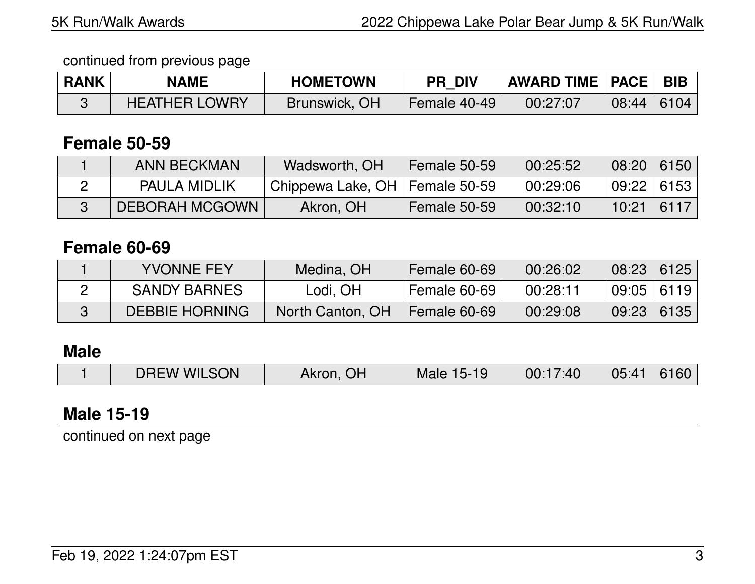continued from previous page

| RANK | NAME | HOMETOWN | PR_DIV | AWARD TIME | PACE | BIB |
| --- | --- | --- | --- | --- | --- | --- |
| 3 | HEATHER LOWRY | Brunswick, OH | Female 40-49 | 00:27:07 | 08:44 | 6104 |

## Female 50-59

| RANK | NAME | HOMETOWN | PR_DIV | AWARD TIME | PACE | BIB |
| --- | --- | --- | --- | --- | --- | --- |
| 1 | ANN BECKMAN | Wadsworth, OH | Female 50-59 | 00:25:52 | 08:20 | 6150 |
| 2 | PAULA MIDLIK | Chippewa Lake, OH | Female 50-59 | 00:29:06 | 09:22 | 6153 |
| 3 | DEBORAH MCGOWN | Akron, OH | Female 50-59 | 00:32:10 | 10:21 | 6117 |

## Female 60-69

| RANK | NAME | HOMETOWN | PR_DIV | AWARD TIME | PACE | BIB |
| --- | --- | --- | --- | --- | --- | --- |
| 1 | YVONNE FEY | Medina, OH | Female 60-69 | 00:26:02 | 08:23 | 6125 |
| 2 | SANDY BARNES | Lodi, OH | Female 60-69 | 00:28:11 | 09:05 | 6119 |
| 3 | DEBBIE HORNING | North Canton, OH | Female 60-69 | 00:29:08 | 09:23 | 6135 |

## Male

| RANK | NAME | HOMETOWN | PR_DIV | AWARD TIME | PACE | BIB |
| --- | --- | --- | --- | --- | --- | --- |
| 1 | DREW WILSON | Akron, OH | Male 15-19 | 00:17:40 | 05:41 | 6160 |

## Male 15-19

continued on next page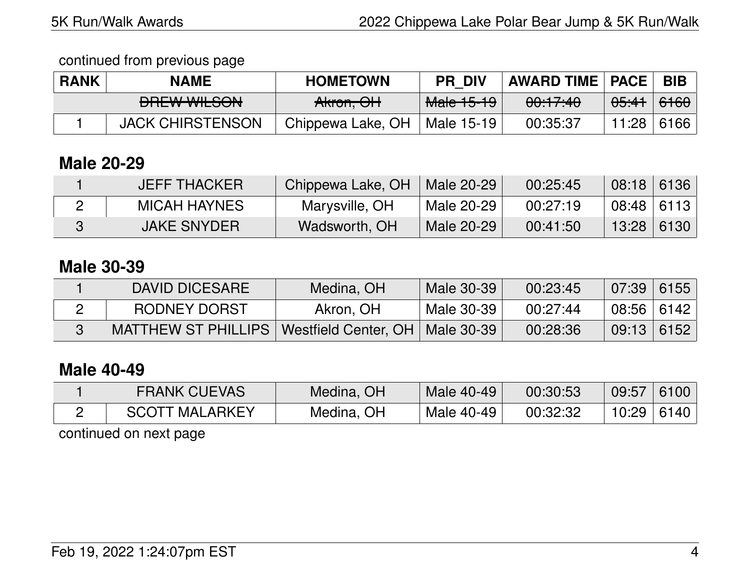continued from previous page

| RANK | NAME | HOMETOWN | PR_DIV | AWARD TIME | PACE | BIB |
|---|---|---|---|---|---|---|
| | ~~DREW WILSON~~ | ~~Akron, OH~~ | ~~Male 15-19~~ | ~~00:17:40~~ | ~~05:41~~ | ~~6160~~ |
| 1 | JACK CHIRSTENSON | Chippewa Lake, OH | Male 15-19 | 00:35:37 | 11:28 | 6166 |

## Male 20-29

| RANK | NAME | HOMETOWN | PR_DIV | AWARD TIME | PACE | BIB |
|---|---|---|---|---|---|---|
| 1 | JEFF THACKER | Chippewa Lake, OH | Male 20-29 | 00:25:45 | 08:18 | 6136 |
| 2 | MICAH HAYNES | Marysville, OH | Male 20-29 | 00:27:19 | 08:48 | 6113 |
| 3 | JAKE SNYDER | Wadsworth, OH | Male 20-29 | 00:41:50 | 13:28 | 6130 |

## Male 30-39

| RANK | NAME | HOMETOWN | PR_DIV | AWARD TIME | PACE | BIB |
|---|---|---|---|---|---|---|
| 1 | DAVID DICESARE | Medina, OH | Male 30-39 | 00:23:45 | 07:39 | 6155 |
| 2 | RODNEY DORST | Akron, OH | Male 30-39 | 00:27:44 | 08:56 | 6142 |
| 3 | MATTHEW ST PHILLIPS | Westfield Center, OH | Male 30-39 | 00:28:36 | 09:13 | 6152 |

## Male 40-49

| RANK | NAME | HOMETOWN | PR_DIV | AWARD TIME | PACE | BIB |
|---|---|---|---|---|---|---|
| 1 | FRANK CUEVAS | Medina, OH | Male 40-49 | 00:30:53 | 09:57 | 6100 |
| 2 | SCOTT MALARKEY | Medina, OH | Male 40-49 | 00:32:32 | 10:29 | 6140 |

continued on next page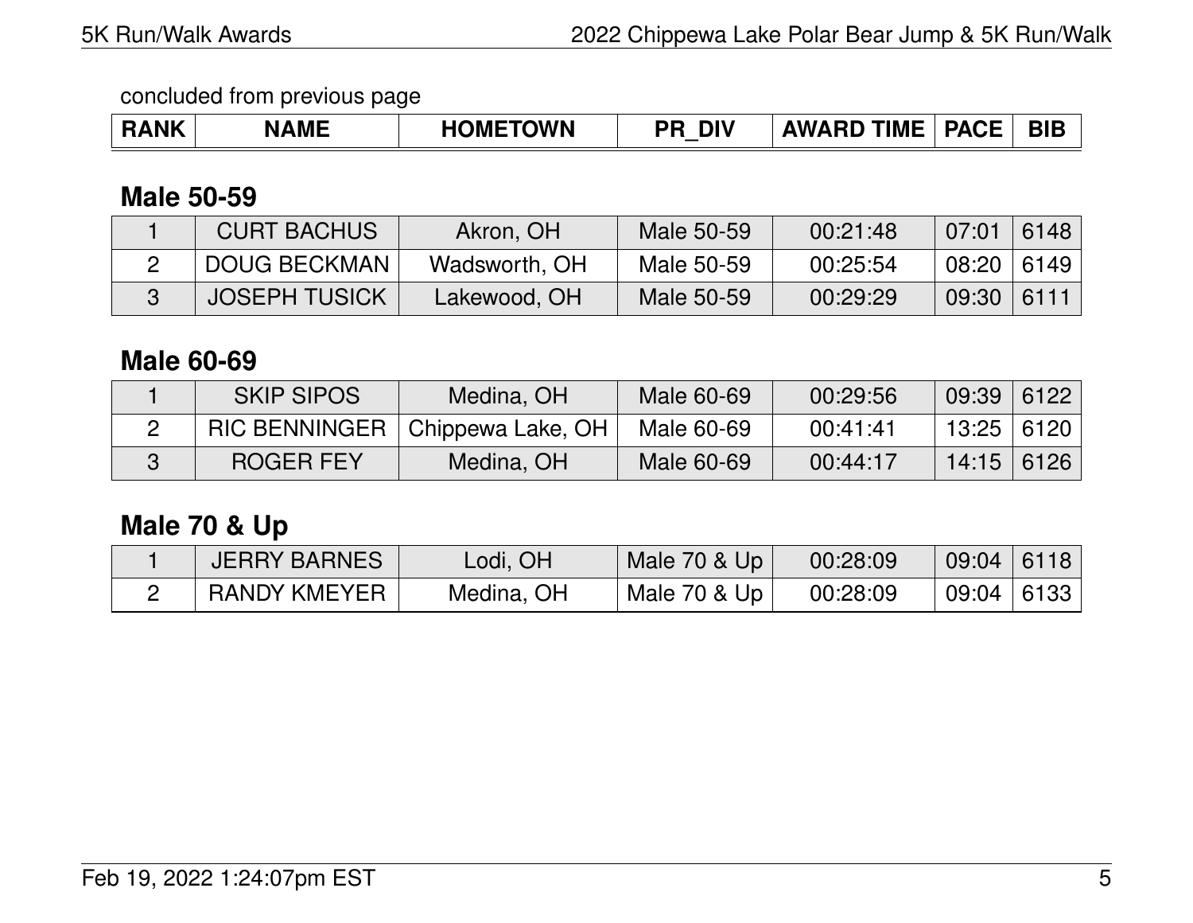concluded from previous page

| RANK | NAME | HOMETOWN | PR_DIV | AWARD TIME | PACE | BIB |
|---|---|---|---|---|---|---|

## Male 50-59

| RANK | NAME | HOMETOWN | PR_DIV | AWARD TIME | PACE | BIB |
|---|---|---|---|---|---|---|
| 1 | CURT BACHUS | Akron, OH | Male 50-59 | 00:21:48 | 07:01 | 6148 |
| 2 | DOUG BECKMAN | Wadsworth, OH | Male 50-59 | 00:25:54 | 08:20 | 6149 |
| 3 | JOSEPH TUSICK | Lakewood, OH | Male 50-59 | 00:29:29 | 09:30 | 6111 |

## Male 60-69

| RANK | NAME | HOMETOWN | PR_DIV | AWARD TIME | PACE | BIB |
|---|---|---|---|---|---|---|
| 1 | SKIP SIPOS | Medina, OH | Male 60-69 | 00:29:56 | 09:39 | 6122 |
| 2 | RIC BENNINGER | Chippewa Lake, OH | Male 60-69 | 00:41:41 | 13:25 | 6120 |
| 3 | ROGER FEY | Medina, OH | Male 60-69 | 00:44:17 | 14:15 | 6126 |

## Male 70 & Up

| RANK | NAME | HOMETOWN | PR_DIV | AWARD TIME | PACE | BIB |
|---|---|---|---|---|---|---|
| 1 | JERRY BARNES | Lodi, OH | Male 70 & Up | 00:28:09 | 09:04 | 6118 |
| 2 | RANDY KMEYER | Medina, OH | Male 70 & Up | 00:28:09 | 09:04 | 6133 |